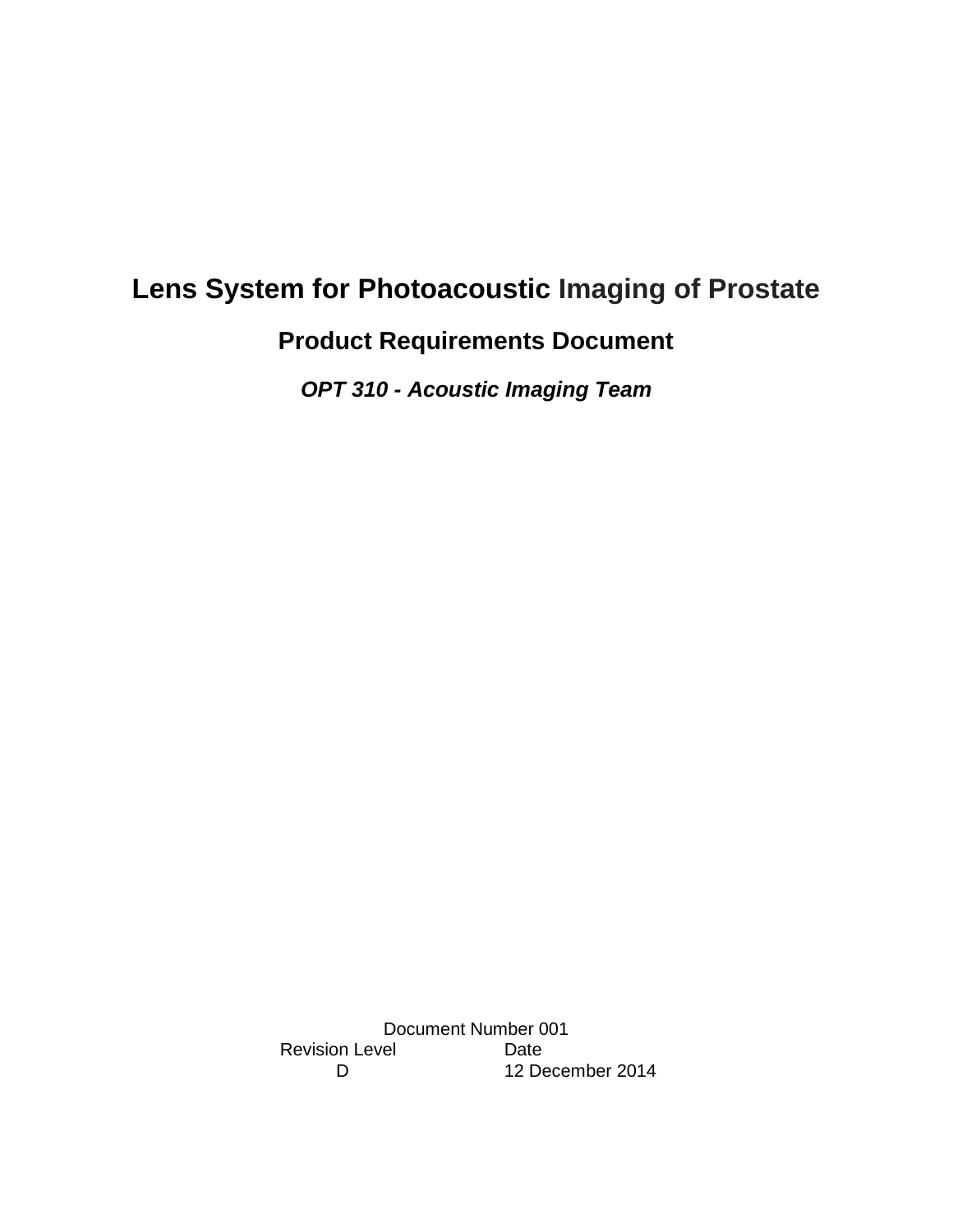# Lens System for Photoacoustic Imaging of Prostate

## Product Requirements Document

### *OPT 310 - Acoustic Imaging Team*

Document Number 001

| Revision Level | Date |
| --- | --- |
| D | 12 December 2014 |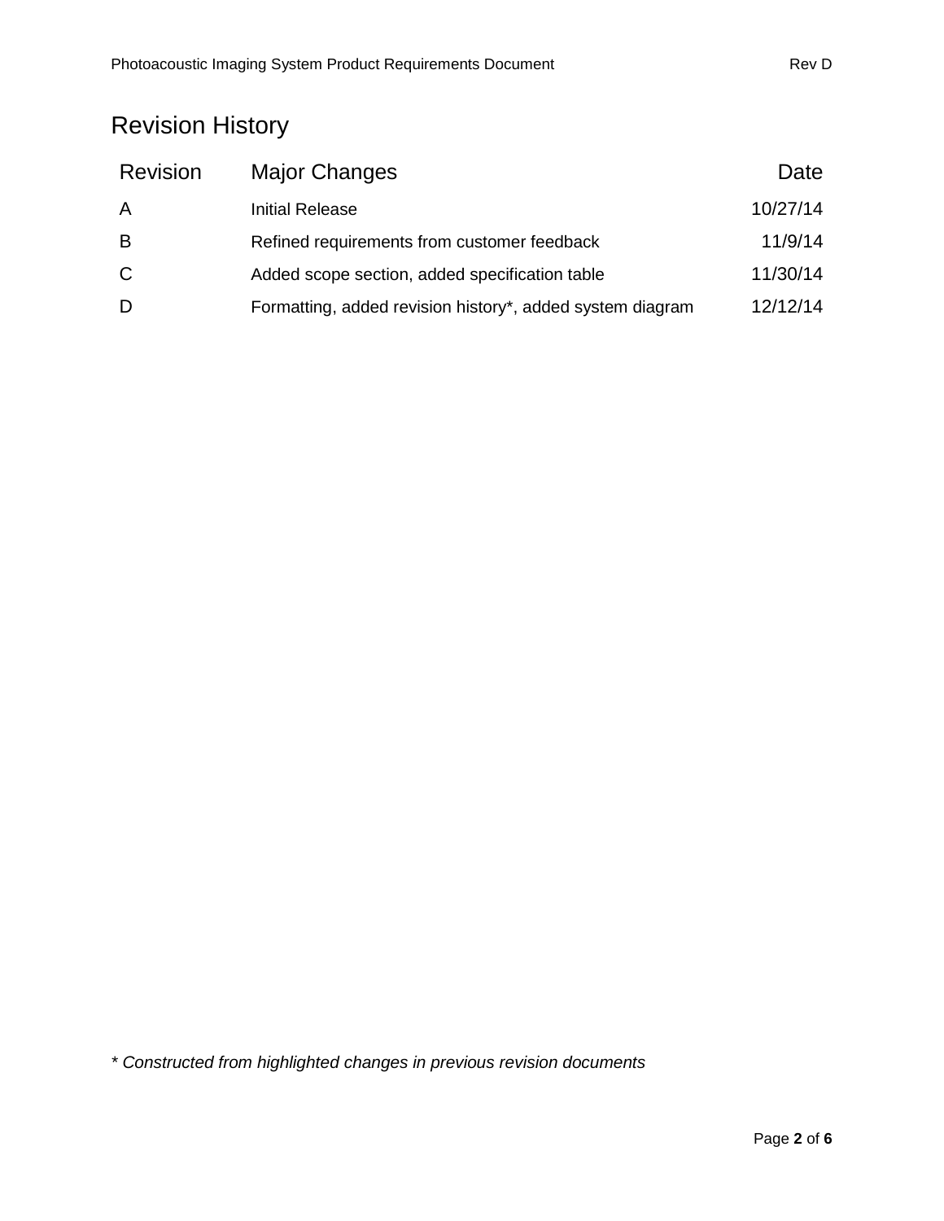# Revision History

| Revision | Major Changes | Date |
|---|---|---|
| A | Initial Release | 10/27/14 |
| B | Refined requirements from customer feedback | 11/9/14 |
| C | Added scope section, added specification table | 11/30/14 |
| D | Formatting, added revision history*, added system diagram | 12/12/14 |

*\* Constructed from highlighted changes in previous revision documents*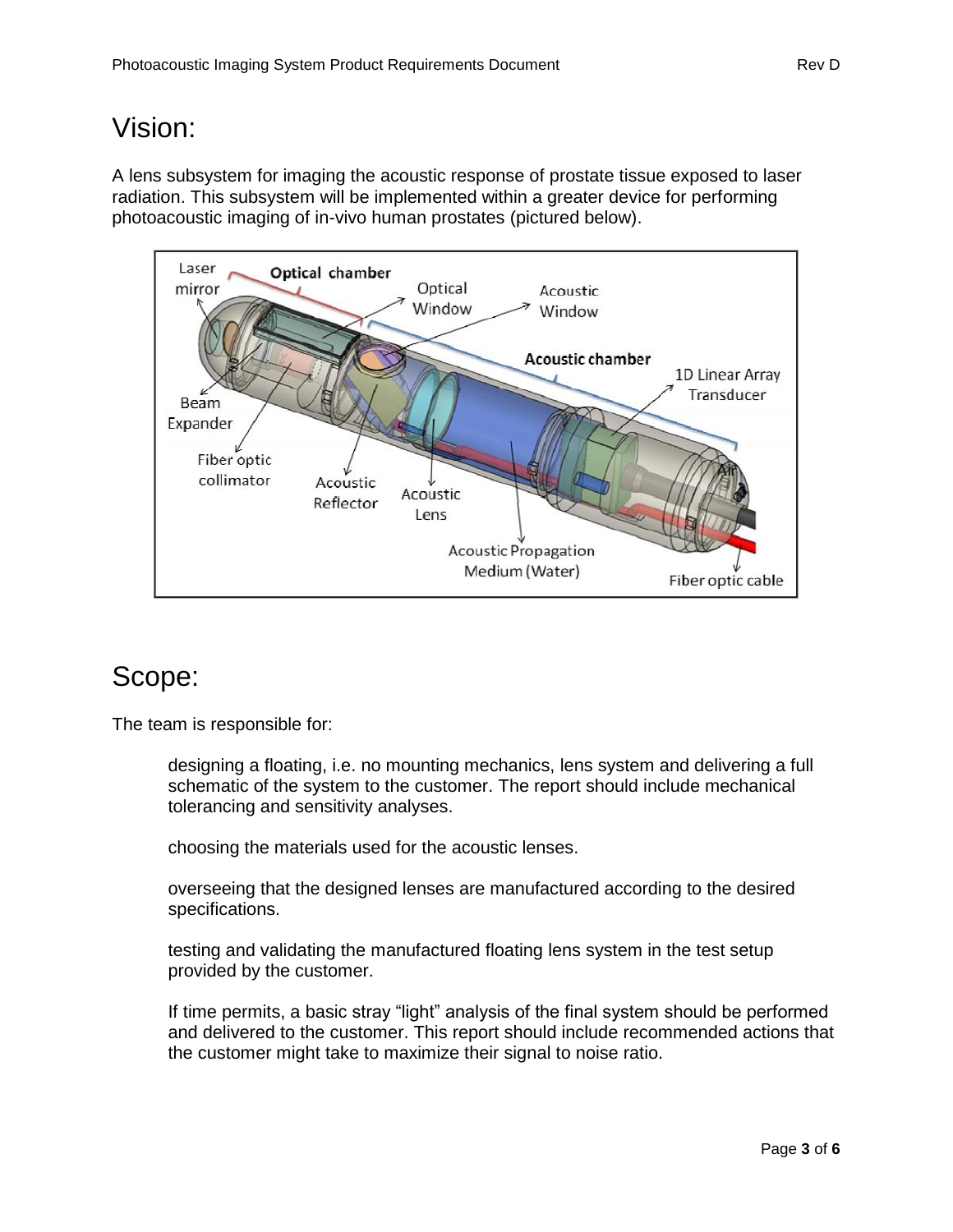# Vision:

A lens subsystem for imaging the acoustic response of prostate tissue exposed to laser radiation. This subsystem will be implemented within a greater device for performing photoacoustic imaging of in-vivo human prostates (pictured below).

# Scope:

The team is responsible for:

designing a floating, i.e. no mounting mechanics, lens system and delivering a full schematic of the system to the customer. The report should include mechanical tolerancing and sensitivity analyses.

choosing the materials used for the acoustic lenses.

overseeing that the designed lenses are manufactured according to the desired specifications.

testing and validating the manufactured floating lens system in the test setup provided by the customer.

If time permits, a basic stray "light" analysis of the final system should be performed and delivered to the customer. This report should include recommended actions that the customer might take to maximize their signal to noise ratio.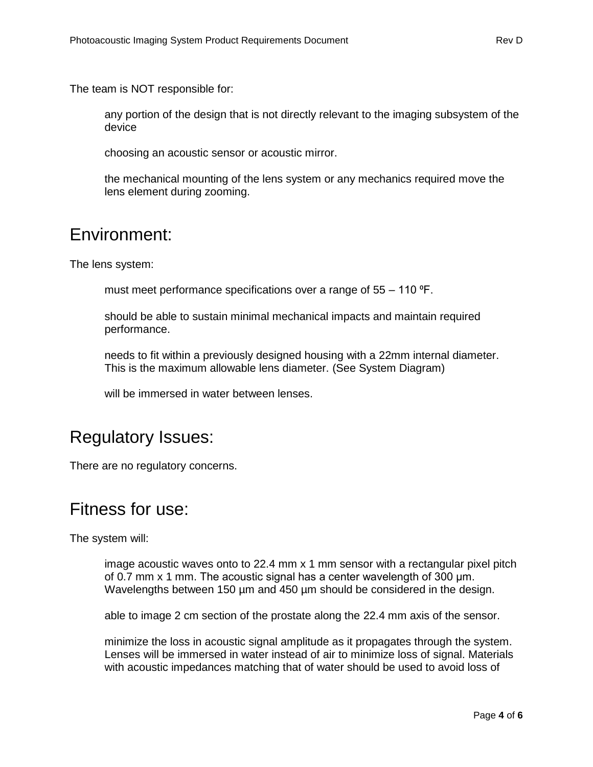The team is NOT responsible for:

any portion of the design that is not directly relevant to the imaging subsystem of the device

choosing an acoustic sensor or acoustic mirror.

the mechanical mounting of the lens system or any mechanics required move the lens element during zooming.

## Environment:

The lens system:

must meet performance specifications over a range of 55 – 110 ºF.

should be able to sustain minimal mechanical impacts and maintain required performance.

needs to fit within a previously designed housing with a 22mm internal diameter. This is the maximum allowable lens diameter. (See System Diagram)

will be immersed in water between lenses.

## Regulatory Issues:

There are no regulatory concerns.

## Fitness for use:

The system will:

image acoustic waves onto to 22.4 mm x 1 mm sensor with a rectangular pixel pitch of 0.7 mm x 1 mm. The acoustic signal has a center wavelength of 300 µm. Wavelengths between 150 µm and 450 µm should be considered in the design.

able to image 2 cm section of the prostate along the 22.4 mm axis of the sensor.

minimize the loss in acoustic signal amplitude as it propagates through the system. Lenses will be immersed in water instead of air to minimize loss of signal. Materials with acoustic impedances matching that of water should be used to avoid loss of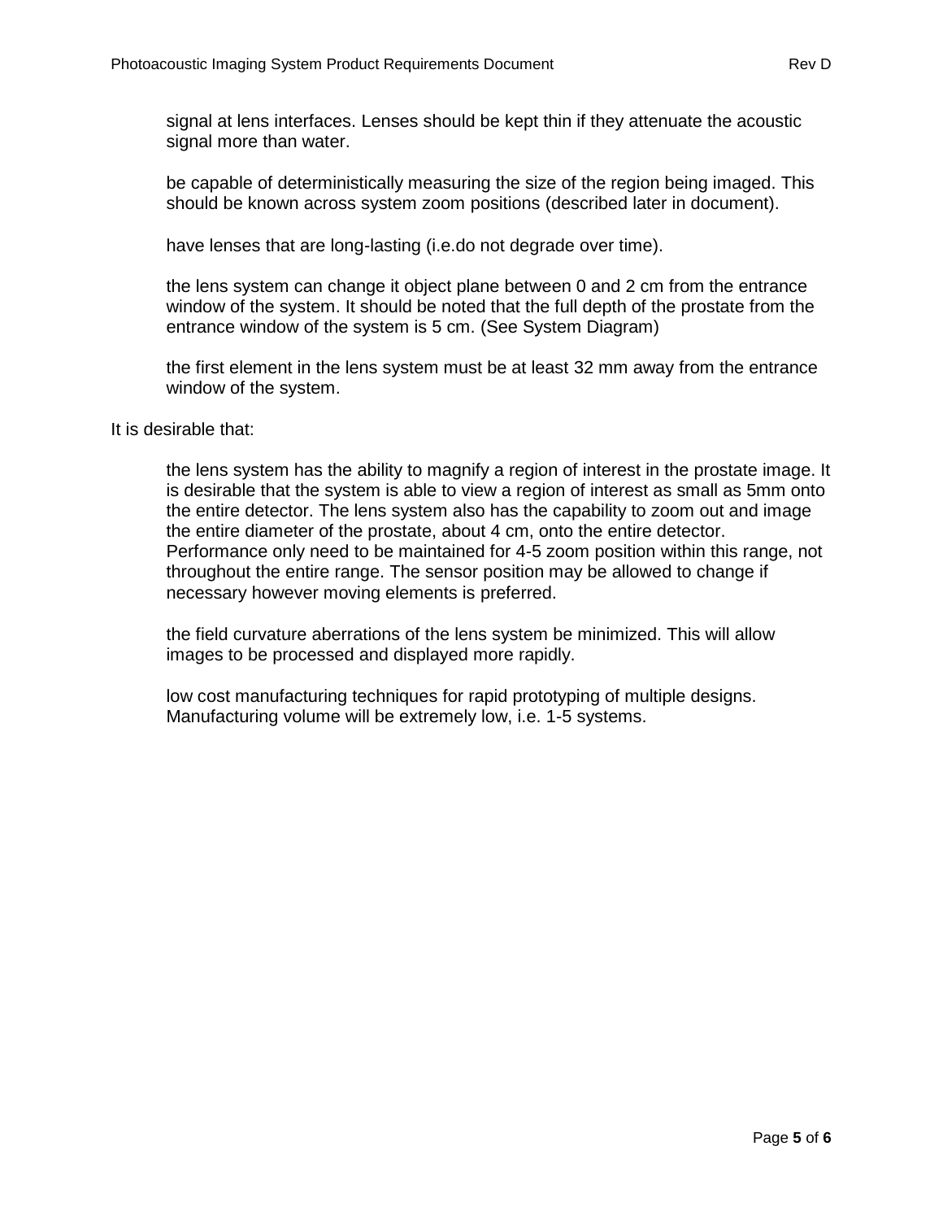signal at lens interfaces. Lenses should be kept thin if they attenuate the acoustic signal more than water.

be capable of deterministically measuring the size of the region being imaged. This should be known across system zoom positions (described later in document).

have lenses that are long-lasting (i.e.do not degrade over time).

the lens system can change it object plane between 0 and 2 cm from the entrance window of the system. It should be noted that the full depth of the prostate from the entrance window of the system is 5 cm. (See System Diagram)

the first element in the lens system must be at least 32 mm away from the entrance window of the system.

It is desirable that:

the lens system has the ability to magnify a region of interest in the prostate image. It is desirable that the system is able to view a region of interest as small as 5mm onto the entire detector. The lens system also has the capability to zoom out and image the entire diameter of the prostate, about 4 cm, onto the entire detector. Performance only need to be maintained for 4-5 zoom position within this range, not throughout the entire range. The sensor position may be allowed to change if necessary however moving elements is preferred.

the field curvature aberrations of the lens system be minimized. This will allow images to be processed and displayed more rapidly.

low cost manufacturing techniques for rapid prototyping of multiple designs. Manufacturing volume will be extremely low, i.e. 1-5 systems.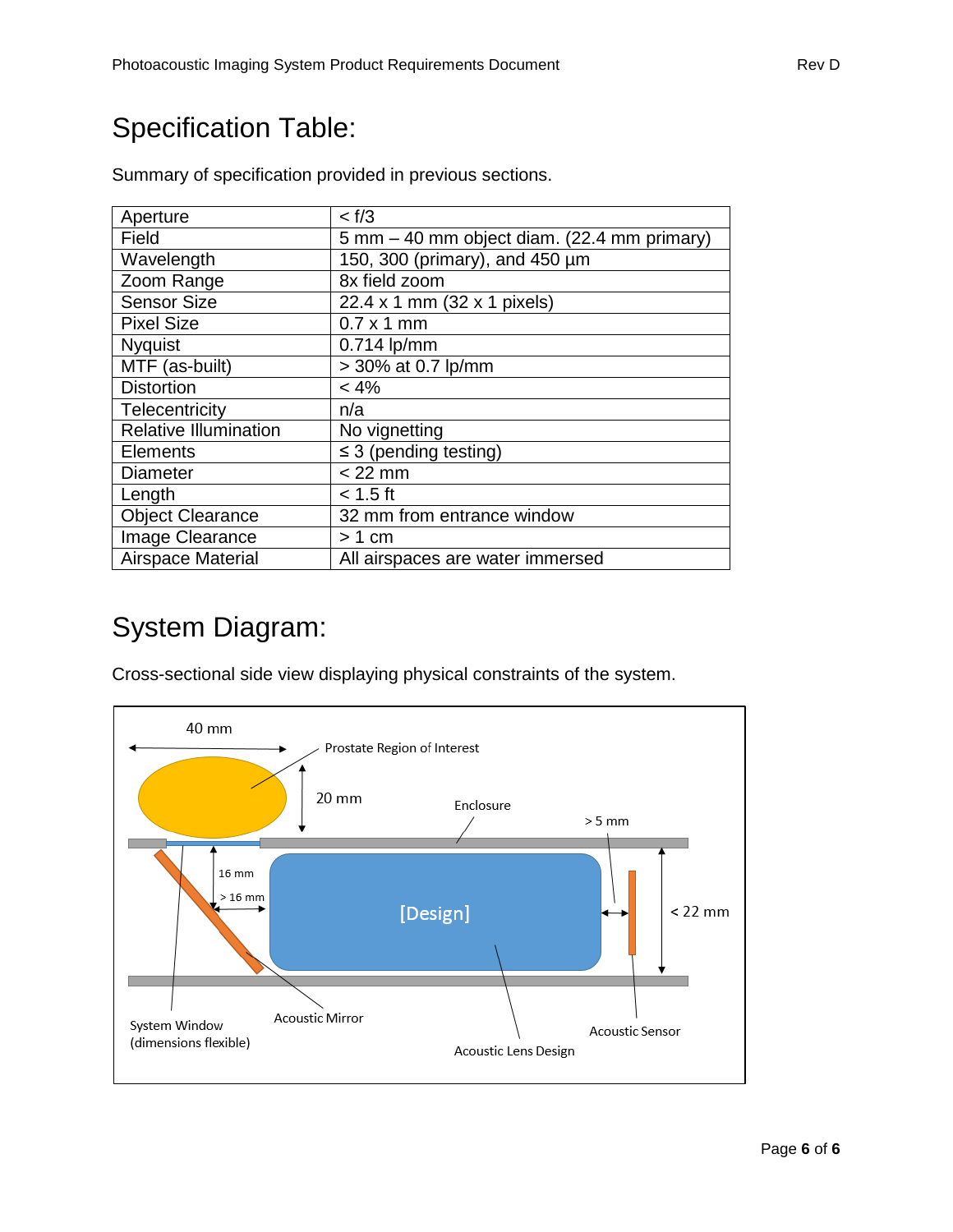# Specification Table:

Summary of specification provided in previous sections.

| | |
|---|---|
| Aperture | < f/3 |
| Field | 5 mm – 40 mm object diam. (22.4 mm primary) |
| Wavelength | 150, 300 (primary), and 450 µm |
| Zoom Range | 8x field zoom |
| Sensor Size | 22.4 x 1 mm (32 x 1 pixels) |
| Pixel Size | 0.7 x 1 mm |
| Nyquist | 0.714 lp/mm |
| MTF (as-built) | > 30% at 0.7 lp/mm |
| Distortion | < 4% |
| Telecentricity | n/a |
| Relative Illumination | No vignetting |
| Elements | ≤ 3 (pending testing) |
| Diameter | < 22 mm |
| Length | < 1.5 ft |
| Object Clearance | 32 mm from entrance window |
| Image Clearance | > 1 cm |
| Airspace Material | All airspaces are water immersed |

# System Diagram:

Cross-sectional side view displaying physical constraints of the system.

40 mm

Prostate Region of Interest

20 mm

Enclosure

> 5 mm

16 mm

> 16 mm

[Design]

< 22 mm

System Window
(dimensions flexible)

Acoustic Mirror

Acoustic Lens Design

Acoustic Sensor